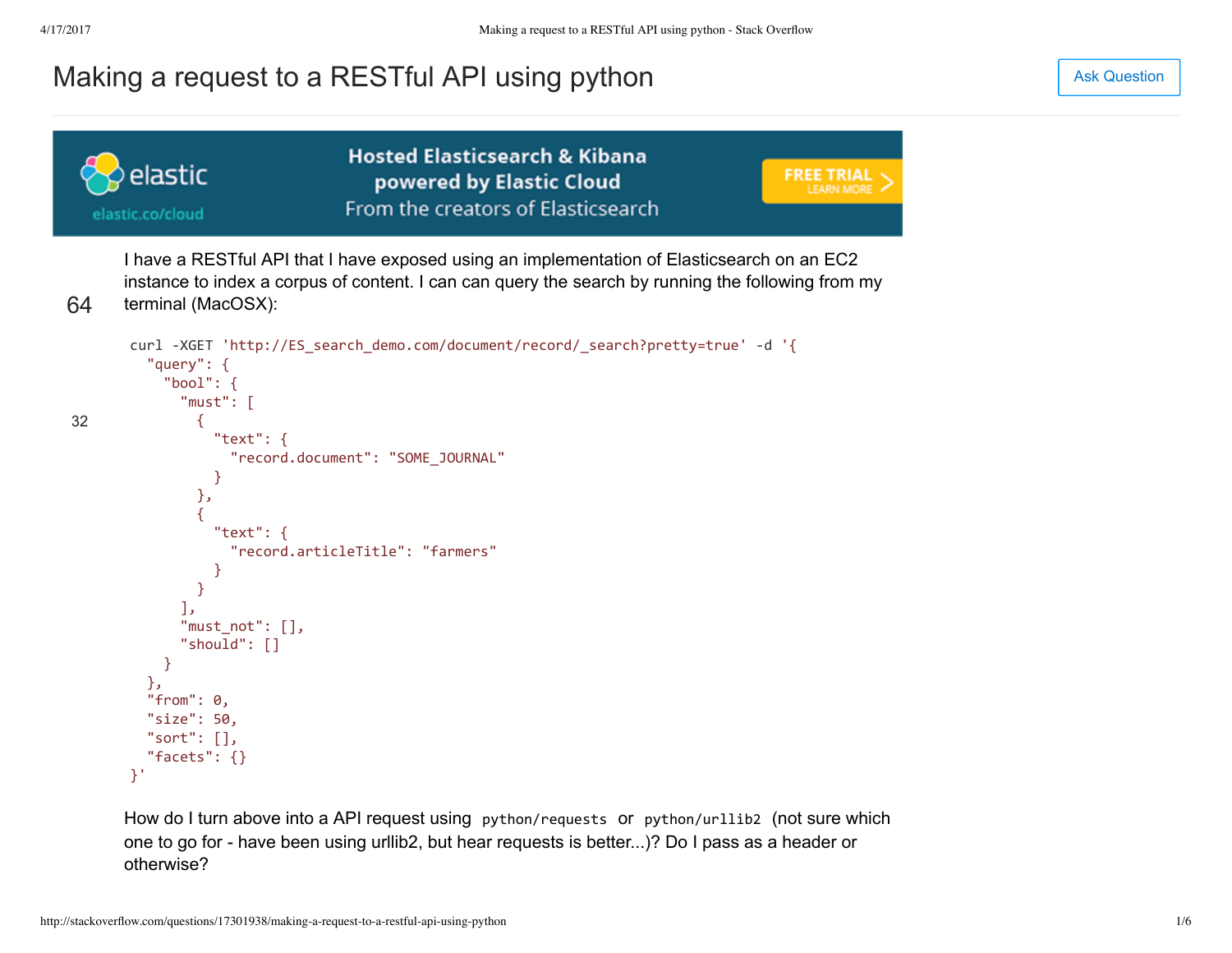# Making a request to a RESTful API using python

Ask Question

Hosted Elasticsearch & Kibana powered by Elastic Cloud
From the creators of Elasticsearch

64

32

I have a RESTful API that I have exposed using an implementation of Elasticsearch on an EC2 instance to index a corpus of content. I can can query the search by running the following from my terminal (MacOSX):

```
curl -XGET 'http://ES_search_demo.com/document/record/_search?pretty=true' -d '{
  "query": {
    "bool": {
      "must": [
        {
          "text": {
            "record.document": "SOME_JOURNAL"
          }
        },
        {
          "text": {
            "record.articleTitle": "farmers"
          }
        }
      ],
      "must_not": [],
      "should": []
    }
  },
  "from": 0,
  "size": 50,
  "sort": [],
  "facets": {}
}'
```

How do I turn above into a API request using `python/requests` or `python/urllib2` (not sure which one to go for - have been using urllib2, but hear requests is better...)? Do I pass as a header or otherwise?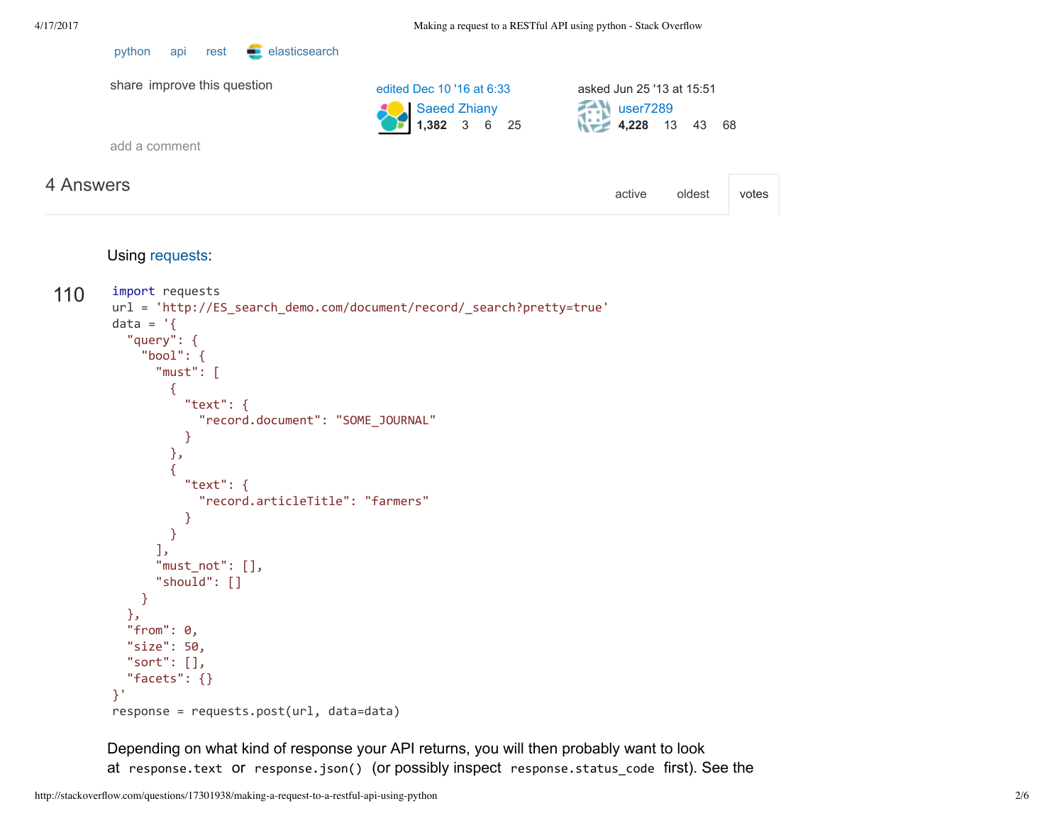python api rest elasticsearch

share improve this question

edited Dec 10 '16 at 6:33
Saeed Zhiany
1,382 3 6 25

asked Jun 25 '13 at 15:51
user7289
4,228 13 43 68

add a comment

## 4 Answers

active oldest votes

110

Using requests:

```
import requests
url = 'http://ES_search_demo.com/document/record/_search?pretty=true'
data = '{
  "query": {
    "bool": {
      "must": [
        {
          "text": {
            "record.document": "SOME_JOURNAL"
          }
        },
        {
          "text": {
            "record.articleTitle": "farmers"
          }
        }
      ],
      "must_not": [],
      "should": []
    }
  },
  "from": 0,
  "size": 50,
  "sort": [],
  "facets": {}
}'
response = requests.post(url, data=data)
```

Depending on what kind of response your API returns, you will then probably want to look at `response.text` or `response.json()` (or possibly inspect `response.status_code` first). See the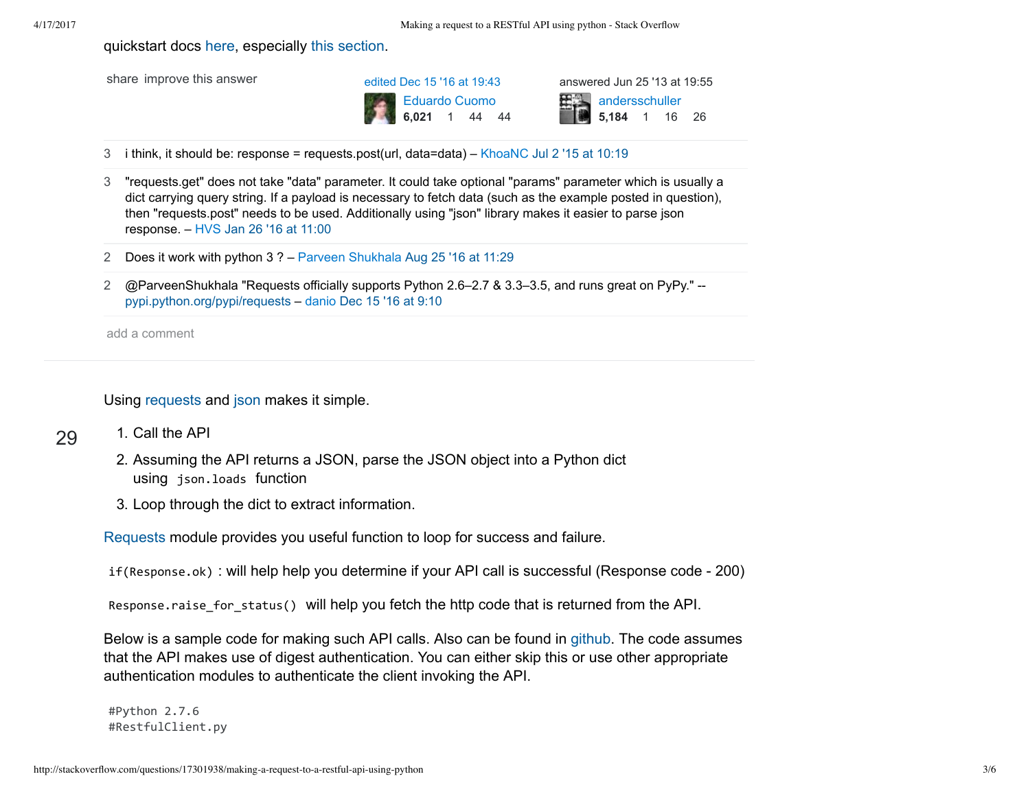quickstart docs here, especially this section.

share improve this answer

edited Dec 15 '16 at 19:43
Eduardo Cuomo
6,021 1 44 44

answered Jun 25 '13 at 19:55
andersschuller
5,184 1 16 26

3 i think, it should be: response = requests.post(url, data=data) – KhoaNC Jul 2 '15 at 10:19

3 "requests.get" does not take "data" parameter. It could take optional "params" parameter which is usually a dict carrying query string. If a payload is necessary to fetch data (such as the example posted in question), then "requests.post" needs to be used. Additionally using "json" library makes it easier to parse json response. – HVS Jan 26 '16 at 11:00

2 Does it work with python 3 ? – Parveen Shukhala Aug 25 '16 at 11:29

2 @ParveenShukhala "Requests officially supports Python 2.6–2.7 & 3.3–3.5, and runs great on PyPy." -- pypi.python.org/pypi/requests – danio Dec 15 '16 at 9:10

add a comment

---

29

Using requests and json makes it simple.

1. Call the API
2. Assuming the API returns a JSON, parse the JSON object into a Python dict using `json.loads` function
3. Loop through the dict to extract information.

Requests module provides you useful function to loop for success and failure.

`if(Response.ok)` : will help help you determine if your API call is successful (Response code - 200)

`Response.raise_for_status()` will help you fetch the http code that is returned from the API.

Below is a sample code for making such API calls. Also can be found in github. The code assumes that the API makes use of digest authentication. You can either skip this or use other appropriate authentication modules to authenticate the client invoking the API.

```
#Python 2.7.6
#RestfulClient.py
```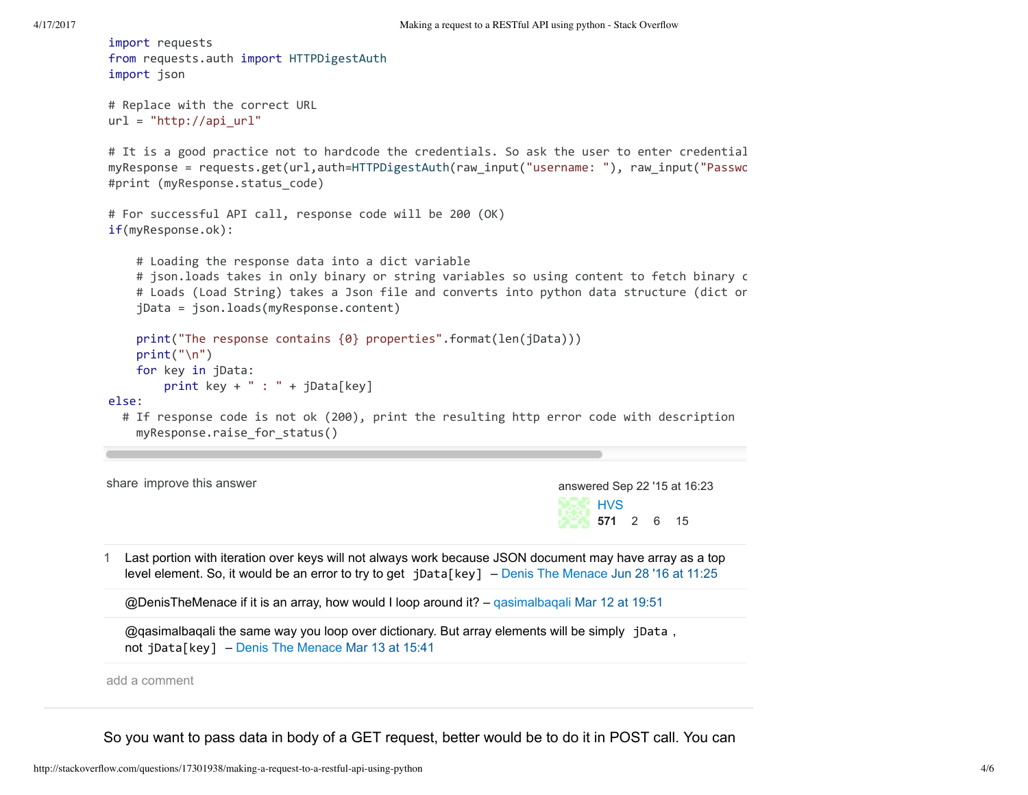```python
import requests
from requests.auth import HTTPDigestAuth
import json

# Replace with the correct URL
url = "http://api_url"

# It is a good practice not to hardcode the credentials. So ask the user to enter credential
myResponse = requests.get(url,auth=HTTPDigestAuth(raw_input("username: "), raw_input("Passwo
#print (myResponse.status_code)

# For successful API call, response code will be 200 (OK)
if(myResponse.ok):

    # Loading the response data into a dict variable
    # json.loads takes in only binary or string variables so using content to fetch binary c
    # Loads (Load String) takes a Json file and converts into python data structure (dict or
    jData = json.loads(myResponse.content)

    print("The response contains {0} properties".format(len(jData)))
    print("\n")
    for key in jData:
        print key + " : " + jData[key]
else:
  # If response code is not ok (200), print the resulting http error code with description
    myResponse.raise_for_status()
```

share improve this answer

answered Sep 22 '15 at 16:23
HVS
571 2 6 15

1 Last portion with iteration over keys will not always work because JSON document may have array as a top level element. So, it would be an error to try to get `jData[key]` – Denis The Menace Jun 28 '16 at 11:25

@DenisTheMenace if it is an array, how would I loop around it? – qasimalbaqali Mar 12 at 19:51

@qasimalbaqali the same way you loop over dictionary. But array elements will be simply `jData`, not `jData[key]` – Denis The Menace Mar 13 at 15:41

add a comment

So you want to pass data in body of a GET request, better would be to do it in POST call. You can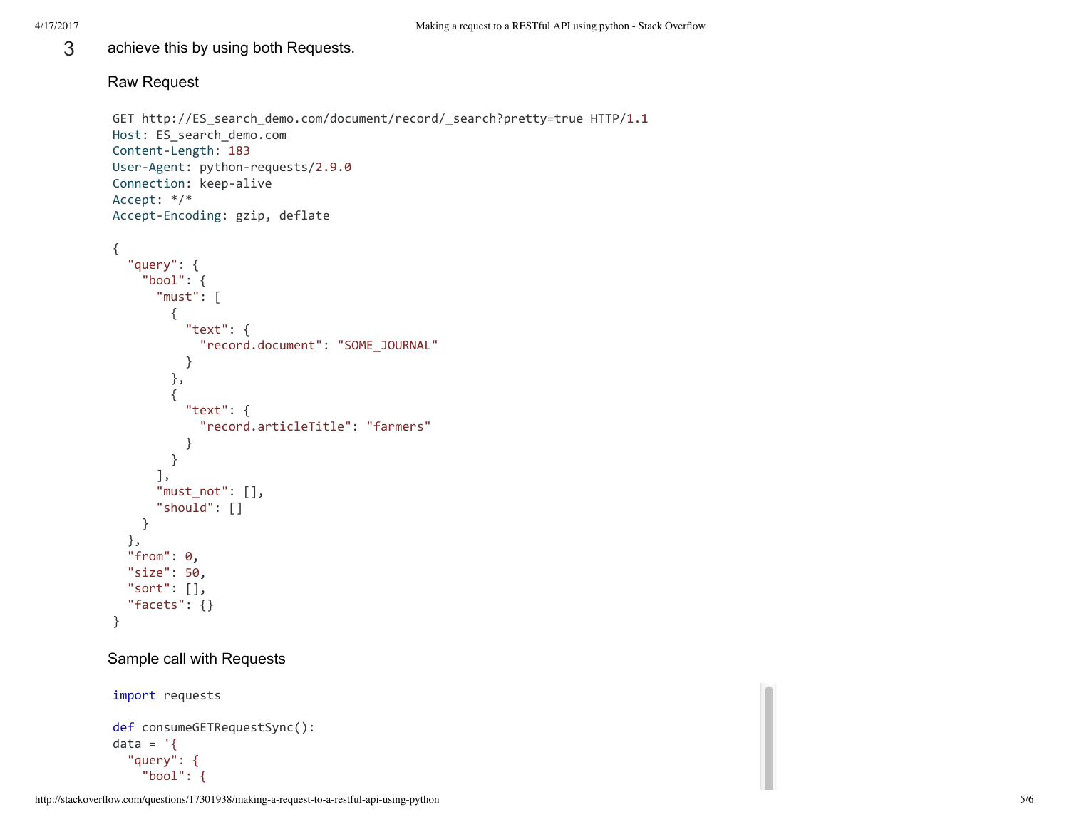3

achieve this by using both Requests.

Raw Request

```
GET http://ES_search_demo.com/document/record/_search?pretty=true HTTP/1.1
Host: ES_search_demo.com
Content-Length: 183
User-Agent: python-requests/2.9.0
Connection: keep-alive
Accept: */*
Accept-Encoding: gzip, deflate

{
  "query": {
    "bool": {
      "must": [
        {
          "text": {
            "record.document": "SOME_JOURNAL"
          }
        },
        {
          "text": {
            "record.articleTitle": "farmers"
          }
        }
      ],
      "must_not": [],
      "should": []
    }
  },
  "from": 0,
  "size": 50,
  "sort": [],
  "facets": {}
}
```

Sample call with Requests

```
import requests

def consumeGETRequestSync():
data = '{
  "query": {
    "bool": {
```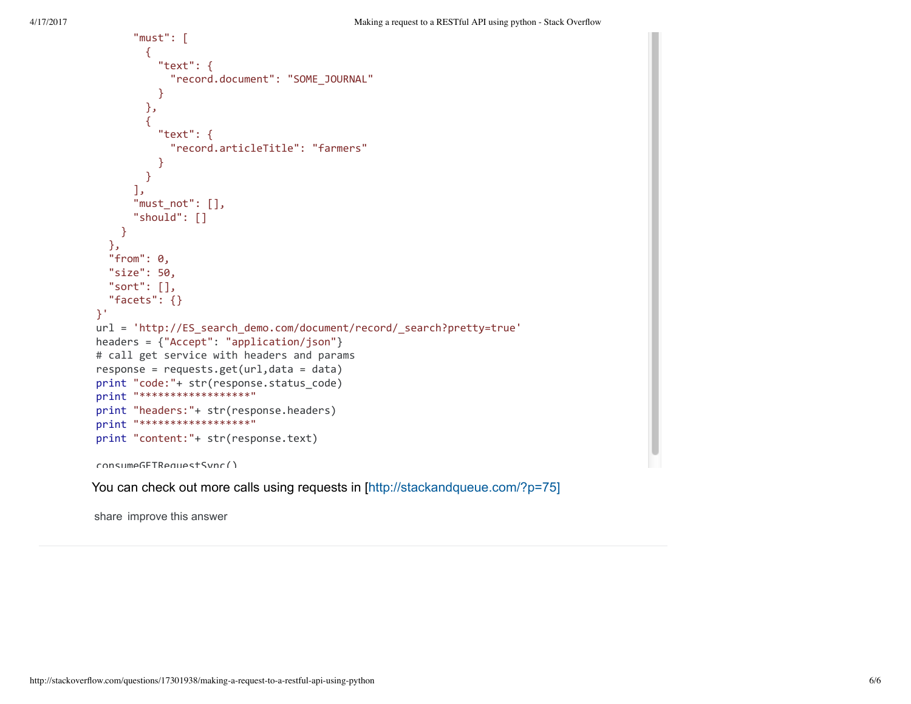```
        "must": [
          {
            "text": {
              "record.document": "SOME_JOURNAL"
            }
          },
          {
            "text": {
              "record.articleTitle": "farmers"
            }
          }
        ],
        "must_not": [],
        "should": []
      }
    },
    "from": 0,
    "size": 50,
    "sort": [],
    "facets": {}
}'
url = 'http://ES_search_demo.com/document/record/_search?pretty=true'
headers = {"Accept": "application/json"}
# call get service with headers and params
response = requests.get(url,data = data)
print "code:"+ str(response.status_code)
print "******************"
print "headers:"+ str(response.headers)
print "******************"
print "content:"+ str(response.text)

consumeGETRequestSync()
```

You can check out more calls using requests in [http://stackandqueue.com/?p=75]

share improve this answer